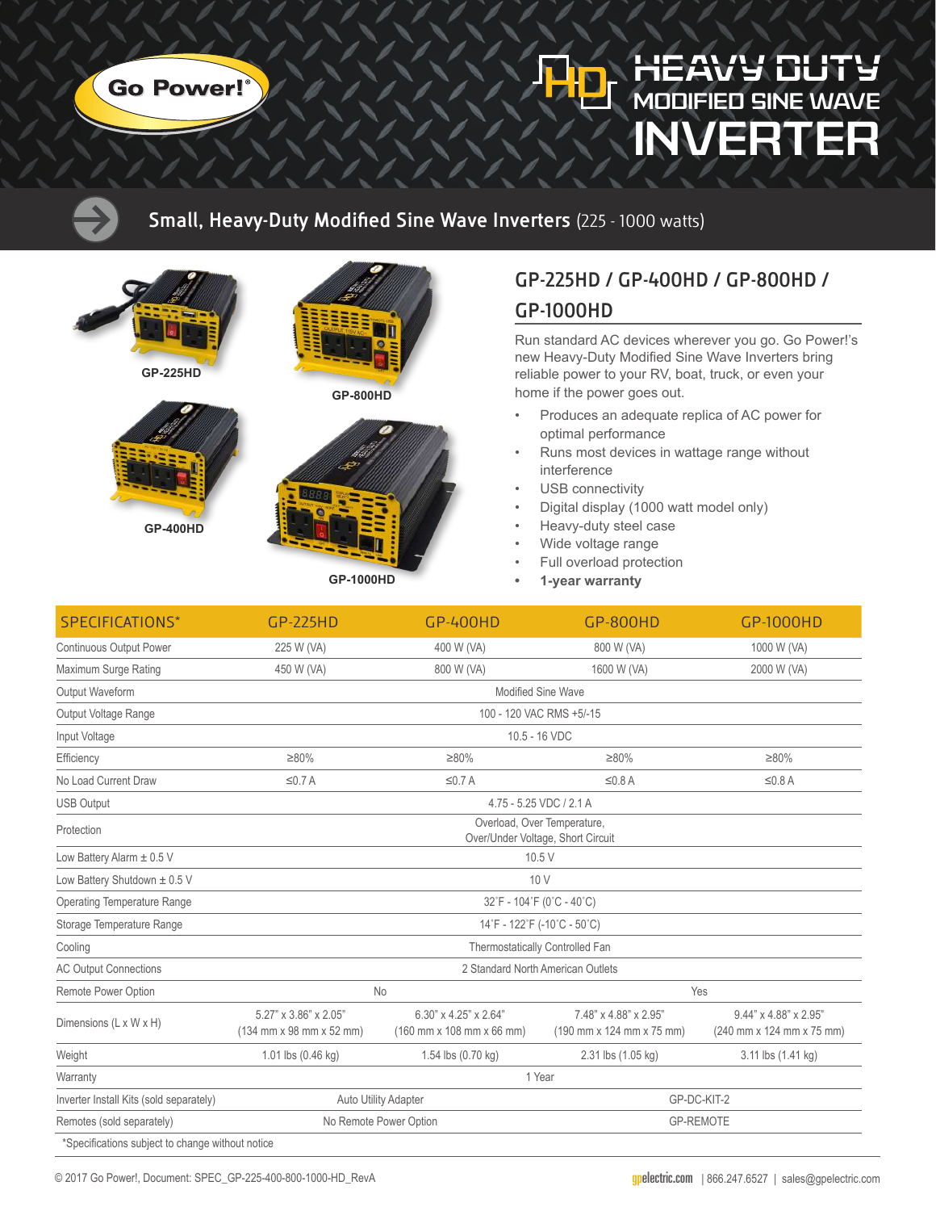Go Power!®

# HD HEAVY DUTY MODIFIED SINE WAVE INVERTER

## Small, Heavy-Duty Modified Sine Wave Inverters (225 - 1000 watts)

GP-225HD

GP-800HD

GP-400HD

GP-1000HD

## GP-225HD / GP-400HD / GP-800HD / GP-1000HD

Run standard AC devices wherever you go. Go Power!'s new Heavy-Duty Modified Sine Wave Inverters bring reliable power to your RV, boat, truck, or even your home if the power goes out.

- Produces an adequate replica of AC power for optimal performance
- Runs most devices in wattage range without interference
- USB connectivity
- Digital display (1000 watt model only)
- Heavy-duty steel case
- Wide voltage range
- Full overload protection
- **1-year warranty**

| SPECIFICATIONS* | GP-225HD | GP-400HD | GP-800HD | GP-1000HD |
|---|---|---|---|---|
| Continuous Output Power | 225 W (VA) | 400 W (VA) | 800 W (VA) | 1000 W (VA) |
| Maximum Surge Rating | 450 W (VA) | 800 W (VA) | 1600 W (VA) | 2000 W (VA) |
| Output Waveform | Modified Sine Wave | | | |
| Output Voltage Range | 100 - 120 VAC RMS +5/-15 | | | |
| Input Voltage | 10.5 - 16 VDC | | | |
| Efficiency | ≥80% | ≥80% | ≥80% | ≥80% |
| No Load Current Draw | ≤0.7 A | ≤0.7 A | ≤0.8 A | ≤0.8 A |
| USB Output | 4.75 - 5.25 VDC / 2.1 A | | | |
| Protection | Overload, Over Temperature, Over/Under Voltage, Short Circuit | | | |
| Low Battery Alarm ± 0.5 V | 10.5 V | | | |
| Low Battery Shutdown ± 0.5 V | 10 V | | | |
| Operating Temperature Range | 32˚F - 104˚F (0˚C - 40˚C) | | | |
| Storage Temperature Range | 14˚F - 122˚F (-10˚C - 50˚C) | | | |
| Cooling | Thermostatically Controlled Fan | | | |
| AC Output Connections | 2 Standard North American Outlets | | | |
| Remote Power Option | No | | Yes | |
| Dimensions (L x W x H) | 5.27" x 3.86" x 2.05" (134 mm x 98 mm x 52 mm) | 6.30" x 4.25" x 2.64" (160 mm x 108 mm x 66 mm) | 7.48" x 4.88" x 2.95" (190 mm x 124 mm x 75 mm) | 9.44" x 4.88" x 2.95" (240 mm x 124 mm x 75 mm) |
| Weight | 1.01 lbs (0.46 kg) | 1.54 lbs (0.70 kg) | 2.31 lbs (1.05 kg) | 3.11 lbs (1.41 kg) |
| Warranty | 1 Year | | | |
| Inverter Install Kits (sold separately) | Auto Utility Adapter | | GP-DC-KIT-2 | |
| Remotes (sold separately) | No Remote Power Option | | GP-REMOTE | |

*Specifications subject to change without notice

© 2017 Go Power!, Document: SPEC_GP-225-400-800-1000-HD_RevA

gpelectric.com | 866.247.6527 | sales@gpelectric.com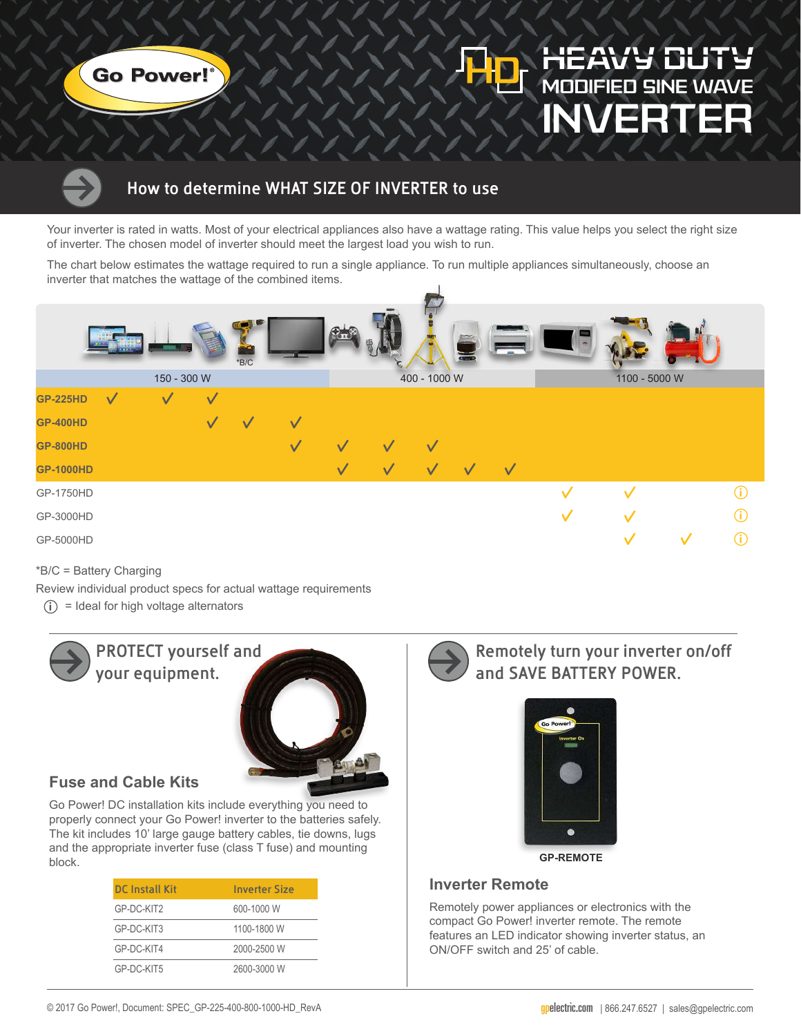# HD HEAVY DUTY MODIFIED SINE WAVE INVERTER

## How to determine WHAT SIZE OF INVERTER to use

Your inverter is rated in watts. Most of your electrical appliances also have a wattage rating. This value helps you select the right size of inverter. The chosen model of inverter should meet the largest load you wish to run.

The chart below estimates the wattage required to run a single appliance. To run multiple appliances simultaneously, choose an inverter that matches the wattage of the combined items.

| | 150 - 300 W | | | | | 400 - 1000 W | | | | | 1100 - 5000 W | | | |
|---|---|---|---|---|---|---|---|---|---|---|---|---|---|---|
| | | | | *B/C | | | | | | | | | | |
| GP-225HD | ✓ | ✓ | ✓ | | | | | | | | | | | |
| GP-400HD | | | ✓ | ✓ | ✓ | | | | | | | | | |
| GP-800HD | | | | | ✓ | ✓ | ✓ | ✓ | | | | | | |
| GP-1000HD | | | | | | ✓ | ✓ | ✓ | ✓ | ✓ | | | | |
| GP-1750HD | | | | | | | | | | | ✓ | ✓ | | ⓘ |
| GP-3000HD | | | | | | | | | | | ✓ | ✓ | | ⓘ |
| GP-5000HD | | | | | | | | | | | | ✓ | ✓ | ⓘ |

*B/C = Battery Charging

Review individual product specs for actual wattage requirements

ⓘ = Ideal for high voltage alternators

## PROTECT yourself and your equipment.

### Fuse and Cable Kits

Go Power! DC installation kits include everything you need to properly connect your Go Power! inverter to the batteries safely. The kit includes 10' large gauge battery cables, tie downs, lugs and the appropriate inverter fuse (class T fuse) and mounting block.

| DC Install Kit | Inverter Size |
|---|---|
| GP-DC-KIT2 | 600-1000 W |
| GP-DC-KIT3 | 1100-1800 W |
| GP-DC-KIT4 | 2000-2500 W |
| GP-DC-KIT5 | 2600-3000 W |

## Remotely turn your inverter on/off and SAVE BATTERY POWER.

GP-REMOTE

### Inverter Remote

Remotely power appliances or electronics with the compact Go Power! inverter remote. The remote features an LED indicator showing inverter status, an ON/OFF switch and 25' of cable.

© 2017 Go Power!, Document: SPEC_GP-225-400-800-1000-HD_RevA

gpelectric.com | 866.247.6527 | sales@gpelectric.com